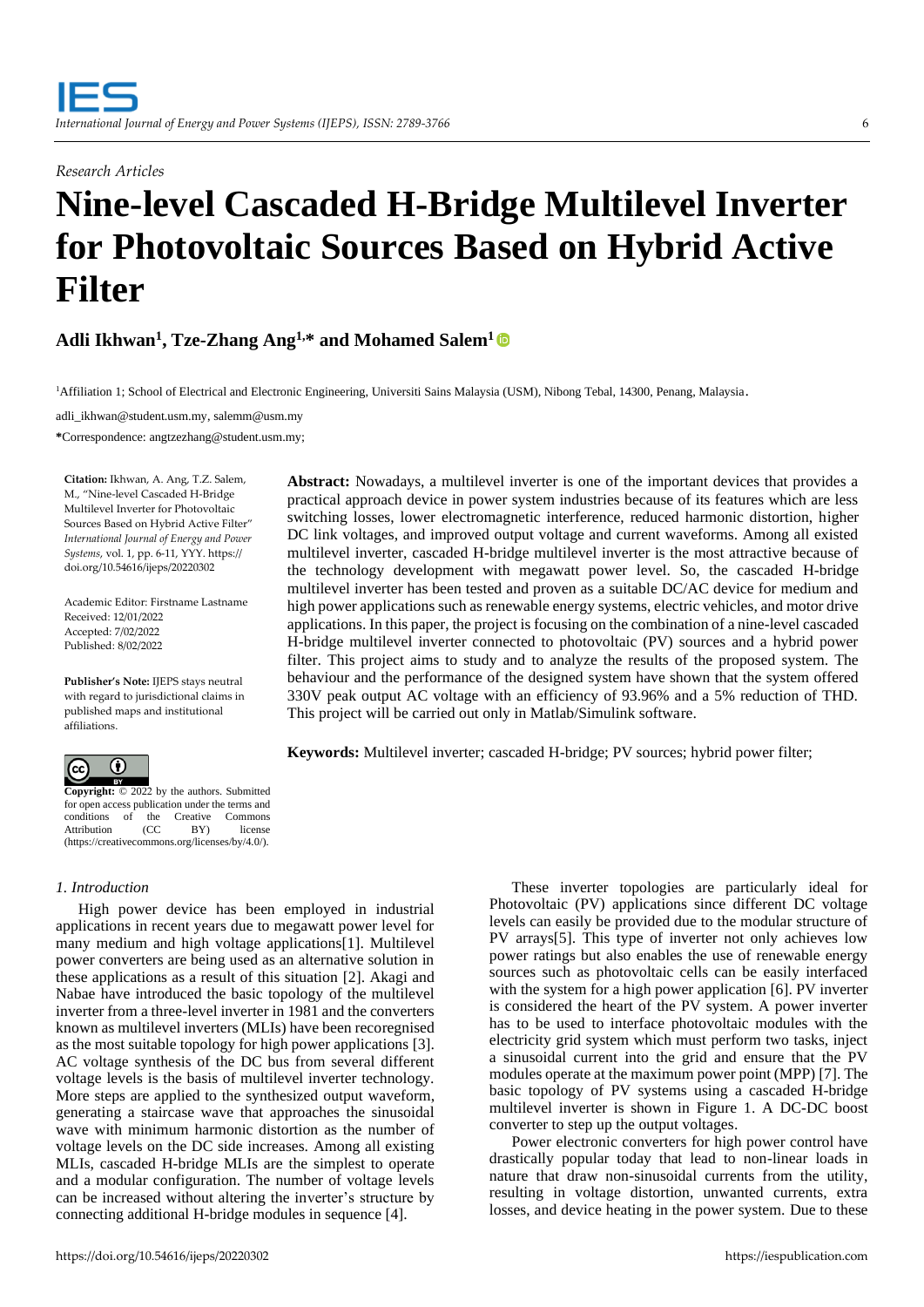*Research Articles*

# Nine-level Cascaded H-Bridge Multilevel Inverter for Photovoltaic Sources Based on Hybrid Active Filter

**Adli Ikhwan[1], Tze-Zhang Ang[1,]* and Mohamed Salem[1]**

[1]Affiliation 1; School of Electrical and Electronic Engineering, Universiti Sains Malaysia (USM), Nibong Tebal, 14300, Penang, Malaysia.

adli_ikhwan@student.usm.my, salemm@usm.my

***Correspondence:** angtzezhang@student.usm.my;

**Citation:** Ikhwan, A. Ang, T.Z. Salem, M., "Nine-level Cascaded H-Bridge Multilevel Inverter for Photovoltaic Sources Based on Hybrid Active Filter" *International Journal of Energy and Power Systems*, vol. 1, pp. 6-11, YYY. https://doi.org/10.54616/ijeps/20220302

Academic Editor: Firstname Lastname
Received: 12/01/2022
Accepted: 7/02/2022
Published: 8/02/2022

**Publisher's Note:** IJEPS stays neutral with regard to jurisdictional claims in published maps and institutional affiliations.

**Copyright:** © 2022 by the authors. Submitted for open access publication under the terms and conditions of the Creative Commons Attribution (CC BY) license (https://creativecommons.org/licenses/by/4.0/).

**Abstract:** Nowadays, a multilevel inverter is one of the important devices that provides a practical approach device in power system industries because of its features which are less switching losses, lower electromagnetic interference, reduced harmonic distortion, higher DC link voltages, and improved output voltage and current waveforms. Among all existed multilevel inverter, cascaded H-bridge multilevel inverter is the most attractive because of the technology development with megawatt power level. So, the cascaded H-bridge multilevel inverter has been tested and proven as a suitable DC/AC device for medium and high power applications such as renewable energy systems, electric vehicles, and motor drive applications. In this paper, the project is focusing on the combination of a nine-level cascaded H-bridge multilevel inverter connected to photovoltaic (PV) sources and a hybrid power filter. This project aims to study and to analyze the results of the proposed system. The behaviour and the performance of the designed system have shown that the system offered 330V peak output AC voltage with an efficiency of 93.96% and a 5% reduction of THD. This project will be carried out only in Matlab/Simulink software.

**Keywords:** Multilevel inverter; cascaded H-bridge; PV sources; hybrid power filter;

## 1. Introduction

High power device has been employed in industrial applications in recent years due to megawatt power level for many medium and high voltage applications[1]. Multilevel power converters are being used as an alternative solution in these applications as a result of this situation [2]. Akagi and Nabae have introduced the basic topology of the multilevel inverter from a three-level inverter in 1981 and the converters known as multilevel inverters (MLIs) have been recoregnised as the most suitable topology for high power applications [3]. AC voltage synthesis of the DC bus from several different voltage levels is the basis of multilevel inverter technology. More steps are applied to the synthesized output waveform, generating a staircase wave that approaches the sinusoidal wave with minimum harmonic distortion as the number of voltage levels on the DC side increases. Among all existing MLIs, cascaded H-bridge MLIs are the simplest to operate and a modular configuration. The number of voltage levels can be increased without altering the inverter's structure by connecting additional H-bridge modules in sequence [4].

These inverter topologies are particularly ideal for Photovoltaic (PV) applications since different DC voltage levels can easily be provided due to the modular structure of PV arrays[5]. This type of inverter not only achieves low power ratings but also enables the use of renewable energy sources such as photovoltaic cells can be easily interfaced with the system for a high power application [6]. PV inverter is considered the heart of the PV system. A power inverter has to be used to interface photovoltaic modules with the electricity grid system which must perform two tasks, inject a sinusoidal current into the grid and ensure that the PV modules operate at the maximum power point (MPP) [7]. The basic topology of PV systems using a cascaded H-bridge multilevel inverter is shown in Figure 1. A DC-DC boost converter to step up the output voltages.

Power electronic converters for high power control have drastically popular today that lead to non-linear loads in nature that draw non-sinusoidal currents from the utility, resulting in voltage distortion, unwanted currents, extra losses, and device heating in the power system. Due to these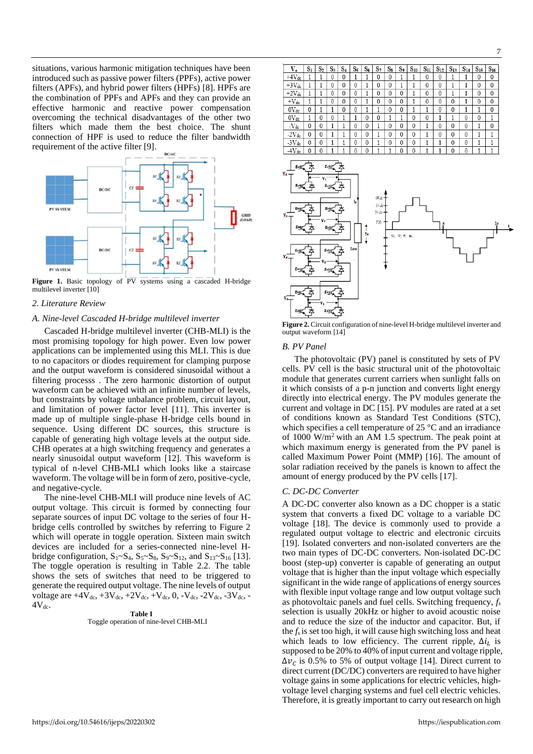situations, various harmonic mitigation techniques have been introduced such as passive power filters (PPFs), active power filters (APFs), and hybrid power filters (HPFs) [8]. HPFs are the combination of PPFs and APFs and they can provide an effective harmonic and reactive power compensation overcoming the technical disadvantages of the other two filters which made them the best choice. The shunt connection of HPF is used to reduce the filter bandwidth requirement of the active filter [9].

**Figure 1.** Basic topology of PV systems using a cascaded H-bridge multilevel inverter [10]

## 2. Literature Review

### A. Nine-level Cascaded H-bridge multilevel inverter

Cascaded H-bridge multilevel inverter (CHB-MLI) is the most promising topology for high power. Even low power applications can be implemented using this MLI. This is due to no capacitors or diodes requirement for clamping purpose and the output waveform is considered sinusoidal without a filtering processs . The zero harmonic distortion of output waveform can be achieved with an infinite number of levels, but constraints by voltage unbalance problem, circuit layout, and limitation of power factor level [11]. This inverter is made up of multiple single-phase H-bridge cells bound in sequence. Using different DC sources, this structure is capable of generating high voltage levels at the output side. CHB operates at a high switching frequency and generates a nearly sinusoidal output waveform [12]. This waveform is typical of n-level CHB-MLI which looks like a staircase waveform. The voltage will be in form of zero, positive-cycle, and negative-cycle.

The nine-level CHB-MLI will produce nine levels of AC output voltage. This circuit is formed by connecting four separate sources of input DC voltage to the series of four H-bridge cells controlled by switches by referring to Figure 2 which will operate in toggle operation. Sixteen main switch devices are included for a series-connected nine-level H-bridge configuration, $S_1$~$S_4$, $S_5$~$S_8$, $S_9$~$S_{12}$, and $S_{13}$~$S_{16}$ [13]. The toggle operation is resulting in Table 2.2. The table shows the sets of switches that need to be triggered to generate the required output voltage. The nine levels of output voltage are $+4V_{dc}$, $+3V_{dc}$, $+2V_{dc}$, $+V_{dc}$, 0, $-V_{dc}$, $-2V_{dc}$, $-3V_{dc}$, $-4V_{dc}$.

**Table I**
Toggle operation of nine-level CHB-MLI

| $V_o$ | $S_1$ | $S_2$ | $S_3$ | $S_4$ | $S_5$ | $S_6$ | $S_7$ | $S_8$ | $S_9$ | $S_{10}$ | $S_{11}$ | $S_{12}$ | $S_{13}$ | $S_{14}$ | $S_{15}$ | $S_{16}$ |
|---|---|---|---|---|---|---|---|---|---|---|---|---|---|---|---|---|
| $+4V_{dc}$ | 1 | 1 | 0 | 0 | 1 | 1 | 0 | 0 | 1 | 1 | 0 | 0 | 1 | 1 | 0 | 0 |
| $+3V_{dc}$ | 1 | 1 | 0 | 0 | 0 | 1 | 0 | 0 | 1 | 1 | 0 | 0 | 1 | 1 | 0 | 0 |
| $+2V_{dc}$ | 1 | 1 | 0 | 0 | 0 | 1 | 0 | 0 | 0 | 1 | 0 | 0 | 1 | 1 | 0 | 0 |
| $+V_{dc}$ | 1 | 1 | 0 | 0 | 0 | 1 | 0 | 0 | 0 | 1 | 0 | 0 | 0 | 1 | 0 | 0 |
| $0V_{dc}$ | 0 | 1 | 1 | 0 | 0 | 1 | 1 | 0 | 0 | 1 | 1 | 0 | 0 | 1 | 1 | 0 |
| $0V_{dc}$ | 1 | 0 | 0 | 1 | 1 | 0 | 0 | 1 | 1 | 0 | 0 | 1 | 1 | 0 | 0 | 1 |
| $-V_{dc}$ | 0 | 0 | 1 | 1 | 0 | 0 | 1 | 0 | 0 | 0 | 1 | 0 | 0 | 0 | 1 | 0 |
| $-2V_{dc}$ | 0 | 0 | 1 | 1 | 0 | 0 | 1 | 0 | 0 | 0 | 1 | 0 | 0 | 0 | 1 | 1 |
| $-3V_{dc}$ | 0 | 0 | 1 | 1 | 0 | 0 | 1 | 0 | 0 | 0 | 1 | 1 | 0 | 0 | 1 | 1 |
| $-4V_{dc}$ | 0 | 0 | 1 | 1 | 0 | 0 | 1 | 1 | 0 | 0 | 1 | 1 | 0 | 0 | 1 | 1 |

**Figure 2.** Circuit configuration of nine-level H-bridge multilevel inverter and output waveform [14]

### B. PV Panel

The photovoltaic (PV) panel is constituted by sets of PV cells. PV cell is the basic structural unit of the photovoltaic module that generates current carriers when sunlight falls on it which consists of a p-n junction and converts light energy directly into electrical energy. The PV modules generate the current and voltage in DC [15]. PV modules are rated at a set of conditions known as Standard Test Conditions (STC), which specifies a cell temperature of 25 °C and an irradiance of 1000 W/m$^2$ with an AM 1.5 spectrum. The peak point at which maximum energy is generated from the PV panel is called Maximum Power Point (MMP) [16]. The amount of solar radiation received by the panels is known to affect the amount of energy produced by the PV cells [17].

### C. DC-DC Converter

A DC-DC converter also known as a DC chopper is a static system that converts a fixed DC voltage to a variable DC voltage [18]. The device is commonly used to provide a regulated output voltage to electric and electronic circuits [19]. Isolated converters and non-isolated converters are the two main types of DC-DC converters. Non-isolated DC-DC boost (step-up) converter is capable of generating an output voltage that is higher than the input voltage which especially significant in the wide range of applications of energy sources with flexible input voltage range and low output voltage such as photovoltaic panels and fuel cells. Switching frequency, $f_s$ selection is usually 20kHz or higher to avoid acoustic noise and to reduce the size of the inductor and capacitor. But, if the $f_s$ is set too high, it will cause high switching loss and heat which leads to low efficiency. The current ripple, $\Delta i_L$ is supposed to be 20% to 40% of input current and voltage ripple, $\Delta v_C$ is 0.5% to 5% of output voltage [14]. Direct current to direct current (DC/DC) converters are required to have higher voltage gains in some applications for electric vehicles, high-voltage level charging systems and fuel cell electric vehicles. Therefore, it is greatly important to carry out research on high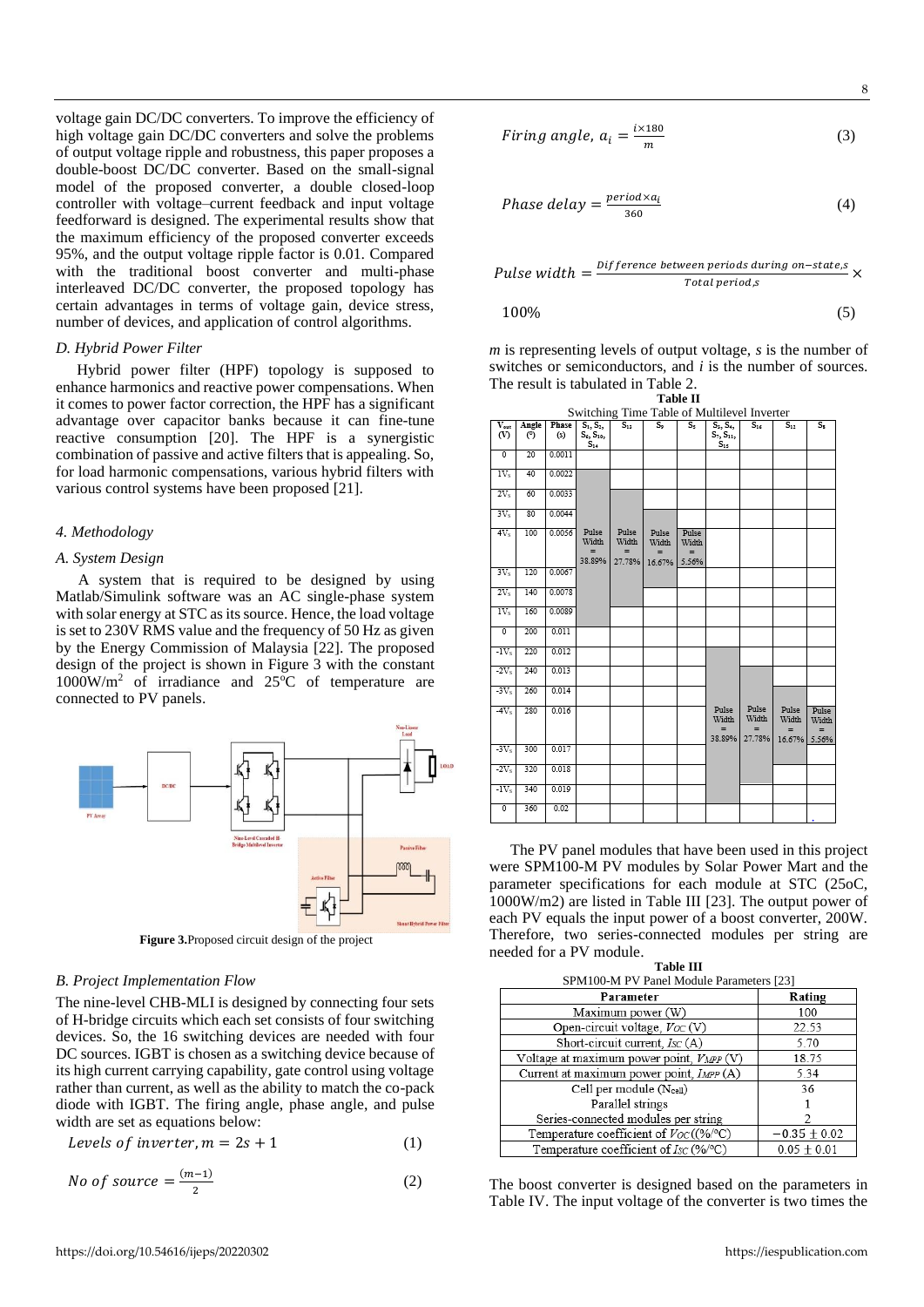voltage gain DC/DC converters. To improve the efficiency of high voltage gain DC/DC converters and solve the problems of output voltage ripple and robustness, this paper proposes a double-boost DC/DC converter. Based on the small-signal model of the proposed converter, a double closed-loop controller with voltage–current feedback and input voltage feedforward is designed. The experimental results show that the maximum efficiency of the proposed converter exceeds 95%, and the output voltage ripple factor is 0.01. Compared with the traditional boost converter and multi-phase interleaved DC/DC converter, the proposed topology has certain advantages in terms of voltage gain, device stress, number of devices, and application of control algorithms.

### *D. Hybrid Power Filter*

Hybrid power filter (HPF) topology is supposed to enhance harmonics and reactive power compensations. When it comes to power factor correction, the HPF has a significant advantage over capacitor banks because it can fine-tune reactive consumption [20]. The HPF is a synergistic combination of passive and active filters that is appealing. So, for load harmonic compensations, various hybrid filters with various control systems have been proposed [21].

## *4. Methodology*

### *A. System Design*

A system that is required to be designed by using Matlab/Simulink software was an AC single-phase system with solar energy at STC as its source. Hence, the load voltage is set to 230V RMS value and the frequency of 50 Hz as given by the Energy Commission of Malaysia [22]. The proposed design of the project is shown in Figure 3 with the constant 1000W/m$^2$ of irradiance and 25$^o$C of temperature are connected to PV panels.

**Figure 3.** Proposed circuit design of the project

### *B. Project Implementation Flow*

The nine-level CHB-MLI is designed by connecting four sets of H-bridge circuits which each set consists of four switching devices. So, the 16 switching devices are needed with four DC sources. IGBT is chosen as a switching device because of its high current carrying capability, gate control using voltage rather than current, as well as the ability to match the co-pack diode with IGBT. The firing angle, phase angle, and pulse width are set as equations below:

$$Levels\ of\ inverter, m = 2s + 1 \tag{1}$$

$$No\ of\ source = \frac{(m-1)}{2} \tag{2}$$

$$Firing\ angle,\ a_i = \frac{i \times 180}{m} \tag{3}$$

$$Phase\ delay = \frac{period \times a_i}{360} \tag{4}$$

$$Pulse\ width = \frac{Difference\ between\ periods\ during\ on\text{-}state,s}{Total\ period,s} \times 100\% \tag{5}$$

$m$ is representing levels of output voltage, $s$ is the number of switches or semiconductors, and $i$ is the number of sources. The result is tabulated in Table 2.

**Table II**
Switching Time Table of Multilevel Inverter

| $V_{out}$ (V) | Angle (°) | Phase (s) | $S_1, S_3, S_6, S_{10}, S_{14}$ | $S_{13}$ | $S_9$ | $S_5$ | $S_2, S_4, S_7, S_{11}, S_{15}$ | $S_{16}$ | $S_{12}$ | $S_8$ |
|---|---|---|---|---|---|---|---|---|---|---|
| 0 | 20 | 0.0011 | | | | | | | | |
| 1V$_s$ | 40 | 0.0022 | | | | | | | | |
| 2V$_s$ | 60 | 0.0033 | | | | | | | | |
| 3V$_s$ | 80 | 0.0044 | | | | | | | | |
| 4V$_s$ | 100 | 0.0056 | Pulse Width = 38.89% | Pulse Width = 27.78% | Pulse Width = 16.67% | Pulse Width = 5.56% | | | | |
| 3V$_s$ | 120 | 0.0067 | | | | | | | | |
| 2V$_s$ | 140 | 0.0078 | | | | | | | | |
| 1V$_s$ | 160 | 0.0089 | | | | | | | | |
| 0 | 200 | 0.011 | | | | | | | | |
| -1V$_s$ | 220 | 0.012 | | | | | | | | |
| -2V$_s$ | 240 | 0.013 | | | | | | | | |
| -3V$_s$ | 260 | 0.014 | | | | | | | | |
| -4V$_s$ | 280 | 0.016 | | | | | Pulse Width = 38.89% | Pulse Width = 27.78% | Pulse Width = 16.67% | Pulse Width = 5.56% |
| -3V$_s$ | 300 | 0.017 | | | | | | | | |
| -2V$_s$ | 320 | 0.018 | | | | | | | | |
| -1V$_s$ | 340 | 0.019 | | | | | | | | |
| 0 | 360 | 0.02 | | | | | | | | |

The PV panel modules that have been used in this project were SPM100-M PV modules by Solar Power Mart and the parameter specifications for each module at STC (25oC, 1000W/m2) are listed in Table III [23]. The output power of each PV equals the input power of a boost converter, 200W. Therefore, two series-connected modules per string are needed for a PV module.

**Table III**
SPM100-M PV Panel Module Parameters [23]

| Parameter | Rating |
|---|---|
| Maximum power (W) | 100 |
| Open-circuit voltage, $V_{OC}$ (V) | 22.53 |
| Short-circuit current, $I_{SC}$ (A) | 5.70 |
| Voltage at maximum power point, $V_{MPP}$ (V) | 18.75 |
| Current at maximum power point, $I_{MPP}$ (A) | 5.34 |
| Cell per module ($N_{cell}$) | 36 |
| Parallel strings | 1 |
| Series-connected modules per string | 2 |
| Temperature coefficient of $V_{OC}$ ((%/°C) | $-0.35 \pm 0.02$ |
| Temperature coefficient of $I_{SC}$ (%/°C) | $0.05 \pm 0.01$ |

The boost converter is designed based on the parameters in Table IV. The input voltage of the converter is two times the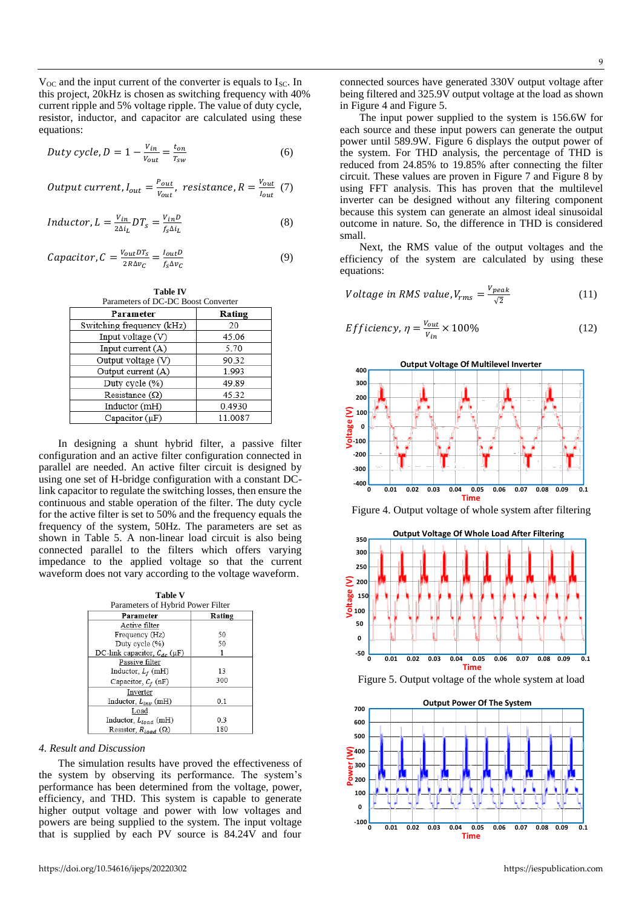$V_{OC}$ and the input current of the converter is equals to $I_{SC}$. In this project, 20kHz is chosen as switching frequency with 40% current ripple and 5% voltage ripple. The value of duty cycle, resistor, inductor, and capacitor are calculated using these equations:

$$Duty\ cycle, D = 1 - \frac{V_{in}}{V_{out}} = \frac{t_{on}}{T_{sw}} \tag{6}$$

$$Output\ current, I_{out} = \frac{P_{out}}{V_{out}},\ resistance, R = \frac{V_{out}}{I_{out}} \tag{7}$$

$$Inductor, L = \frac{V_{in}}{2\Delta i_L} DT_s = \frac{V_{in}D}{f_s \Delta i_L} \tag{8}$$

$$Capacitor, C = \frac{V_{out}DT_s}{2R\Delta v_C} = \frac{I_{out}D}{f_s \Delta v_C} \tag{9}$$

**Table IV**
Parameters of DC-DC Boost Converter

| Parameter | Rating |
|---|---|
| Switching frequency (kHz) | 20 |
| Input voltage (V) | 45.06 |
| Input current (A) | 5.70 |
| Output voltage (V) | 90.32 |
| Output current (A) | 1.993 |
| Duty cycle (%) | 49.89 |
| Resistance (Ω) | 45.32 |
| Inductor (mH) | 0.4930 |
| Capacitor (μF) | 11.0087 |

In designing a shunt hybrid filter, a passive filter configuration and an active filter configuration connected in parallel are needed. An active filter circuit is designed by using one set of H-bridge configuration with a constant DC-link capacitor to regulate the switching losses, then ensure the continuous and stable operation of the filter. The duty cycle for the active filter is set to 50% and the frequency equals the frequency of the system, 50Hz. The parameters are set as shown in Table 5. A non-linear load circuit is also being connected parallel to the filters which offers varying impedance to the applied voltage so that the current waveform does not vary according to the voltage waveform.

**Table V**
Parameters of Hybrid Power Filter

| Parameter | Rating |
|---|---|
| Active filter | |
| Frequency (Hz) | 50 |
| Duty cycle (%) | 50 |
| DC-link capacitor, $C_{dc}$ (μF) | 1 |
| Passive filter | |
| Inductor, $L_f$ (mH) | 13 |
| Capacitor, $C_f$ (nF) | 300 |
| Inverter | |
| Inductor, $L_{inv}$ (mH) | 0.1 |
| Load | |
| Inductor, $L_{load}$ (mH) | 0.3 |
| Resistor, $R_{load}$ (Ω) | 180 |

### 4. Result and Discussion

The simulation results have proved the effectiveness of the system by observing its performance. The system's performance has been determined from the voltage, power, efficiency, and THD. This system is capable to generate higher output voltage and power with low voltages and powers are being supplied to the system. The input voltage that is supplied by each PV source is 84.24V and four connected sources have generated 330V output voltage after being filtered and 325.9V output voltage at the load as shown in Figure 4 and Figure 5.

The input power supplied to the system is 156.6W for each source and these input powers can generate the output power until 589.9W. Figure 6 displays the output power of the system. For THD analysis, the percentage of THD is reduced from 24.85% to 19.85% after connecting the filter circuit. These values are proven in Figure 7 and Figure 8 by using FFT analysis. This has proven that the multilevel inverter can be designed without any filtering component because this system can generate an almost ideal sinusoidal outcome in nature. So, the difference in THD is considered small.

Next, the RMS value of the output voltages and the efficiency of the system are calculated by using these equations:

$$Voltage\ in\ RMS\ value, V_{rms} = \frac{V_{peak}}{\sqrt{2}} \tag{11}$$

$$Efficiency, \eta = \frac{V_{out}}{V_{in}} \times 100\% \tag{12}$$

Figure 4. Output voltage of whole system after filtering

Figure 5. Output voltage of the whole system at load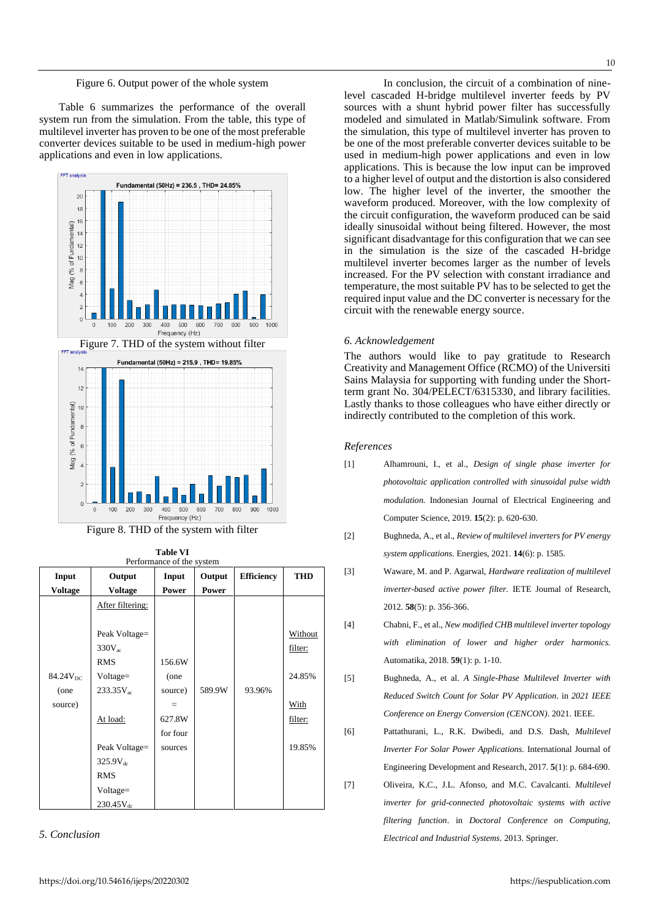Figure 6. Output power of the whole system

Table 6 summarizes the performance of the overall system run from the simulation. From the table, this type of multilevel inverter has proven to be one of the most preferable converter devices suitable to be used in medium-high power applications and even in low applications.

Figure 7. THD of the system without filter

Figure 8. THD of the system with filter

**Table VI**
Performance of the system

| Input Voltage | Output Voltage | Input Power | Output Power | Efficiency | THD |
|---|---|---|---|---|---|
| $84.24V_{DC}$ (one source) | After filtering: Peak Voltage= $330V_{ac}$ RMS Voltage= $233.35V_{ac}$ At load: Peak Voltage= $325.9V_{dc}$ RMS Voltage= $230.45V_{dc}$ | 156.6W (one source) ≈ 627.8W for four sources | 589.9W | 93.96% | Without filter: 24.85% With filter: 19.85% |

## 5. Conclusion

In conclusion, the circuit of a combination of nine-level cascaded H-bridge multilevel inverter feeds by PV sources with a shunt hybrid power filter has successfully modeled and simulated in Matlab/Simulink software. From the simulation, this type of multilevel inverter has proven to be one of the most preferable converter devices suitable to be used in medium-high power applications and even in low applications. This is because the low input can be improved to a higher level of output and the distortion is also considered low. The higher level of the inverter, the smoother the waveform produced. Moreover, with the low complexity of the circuit configuration, the waveform produced can be said ideally sinusoidal without being filtered. However, the most significant disadvantage for this configuration that we can see in the simulation is the size of the cascaded H-bridge multilevel inverter becomes larger as the number of levels increased. For the PV selection with constant irradiance and temperature, the most suitable PV has to be selected to get the required input value and the DC converter is necessary for the circuit with the renewable energy source.

## 6. Acknowledgement

The authors would like to pay gratitude to Research Creativity and Management Office (RCMO) of the Universiti Sains Malaysia for supporting with funding under the Short-term grant No. 304/PELECT/6315330, and library facilities. Lastly thanks to those colleagues who have either directly or indirectly contributed to the completion of this work.

## References

[1] Alhamrouni, I., et al., *Design of single phase inverter for photovoltaic application controlled with sinusoidal pulse width modulation.* Indonesian Journal of Electrical Engineering and Computer Science, 2019. **15**(2): p. 620-630.

[2] Bughneda, A., et al., *Review of multilevel inverters for PV energy system applications.* Energies, 2021. **14**(6): p. 1585.

[3] Waware, M. and P. Agarwal, *Hardware realization of multilevel inverter-based active power filter.* IETE Journal of Research, 2012. **58**(5): p. 356-366.

[4] Chabni, F., et al., *New modified CHB multilevel inverter topology with elimination of lower and higher order harmonics.* Automatika, 2018. **59**(1): p. 1-10.

[5] Bughneda, A., et al. *A Single-Phase Multilevel Inverter with Reduced Switch Count for Solar PV Application*. in *2021 IEEE Conference on Energy Conversion (CENCON)*. 2021. IEEE.

[6] Pattathurani, L., R.K. Dwibedi, and D.S. Dash, *Multilevel Inverter For Solar Power Applications.* International Journal of Engineering Development and Research, 2017. **5**(1): p. 684-690.

[7] Oliveira, K.C., J.L. Afonso, and M.C. Cavalcanti. *Multilevel inverter for grid-connected photovoltaic systems with active filtering function*. in *Doctoral Conference on Computing, Electrical and Industrial Systems*. 2013. Springer.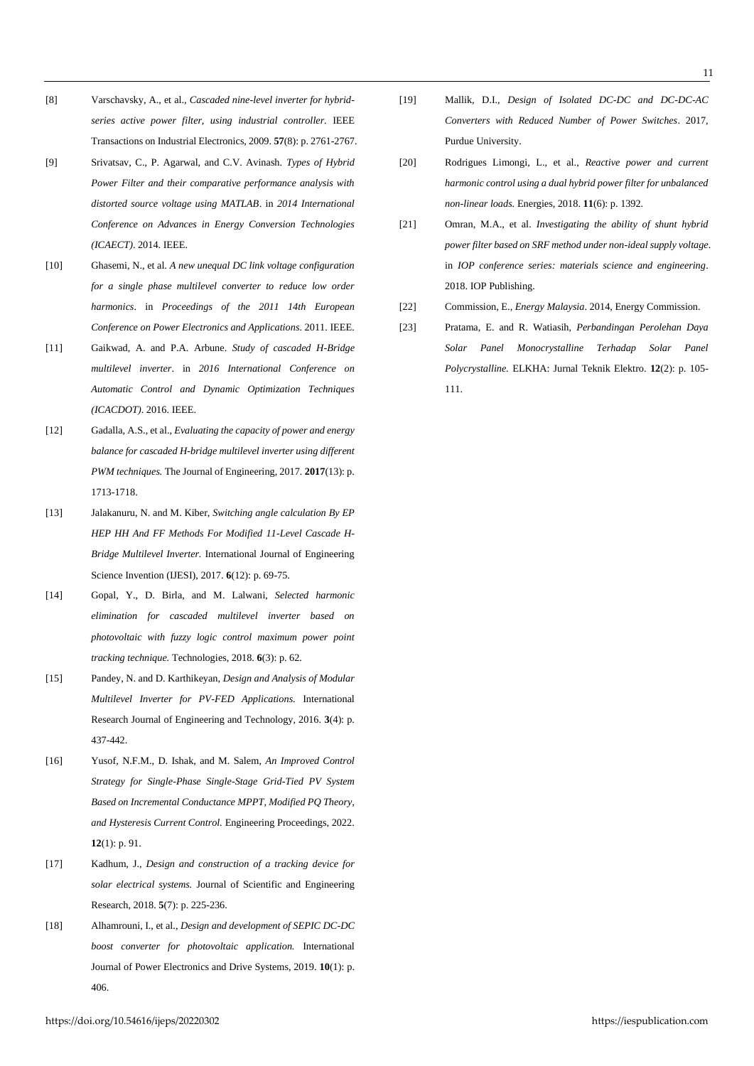[8] Varschavsky, A., et al., *Cascaded nine-level inverter for hybrid-series active power filter, using industrial controller.* IEEE Transactions on Industrial Electronics, 2009. **57**(8): p. 2761-2767.

[9] Srivatsav, C., P. Agarwal, and C.V. Avinash. *Types of Hybrid Power Filter and their comparative performance analysis with distorted source voltage using MATLAB*. in *2014 International Conference on Advances in Energy Conversion Technologies (ICAECT)*. 2014. IEEE.

[10] Ghasemi, N., et al. *A new unequal DC link voltage configuration for a single phase multilevel converter to reduce low order harmonics*. in *Proceedings of the 2011 14th European Conference on Power Electronics and Applications*. 2011. IEEE.

[11] Gaikwad, A. and P.A. Arbune. *Study of cascaded H-Bridge multilevel inverter*. in *2016 International Conference on Automatic Control and Dynamic Optimization Techniques (ICACDOT)*. 2016. IEEE.

[12] Gadalla, A.S., et al., *Evaluating the capacity of power and energy balance for cascaded H-bridge multilevel inverter using different PWM techniques.* The Journal of Engineering, 2017. **2017**(13): p. 1713-1718.

[13] Jalakanuru, N. and M. Kiber, *Switching angle calculation By EP HEP HH And FF Methods For Modified 11-Level Cascade H-Bridge Multilevel Inverter.* International Journal of Engineering Science Invention (IJESI), 2017. **6**(12): p. 69-75.

[14] Gopal, Y., D. Birla, and M. Lalwani, *Selected harmonic elimination for cascaded multilevel inverter based on photovoltaic with fuzzy logic control maximum power point tracking technique.* Technologies, 2018. **6**(3): p. 62.

[15] Pandey, N. and D. Karthikeyan, *Design and Analysis of Modular Multilevel Inverter for PV-FED Applications.* International Research Journal of Engineering and Technology, 2016. **3**(4): p. 437-442.

[16] Yusof, N.F.M., D. Ishak, and M. Salem, *An Improved Control Strategy for Single-Phase Single-Stage Grid-Tied PV System Based on Incremental Conductance MPPT, Modified PQ Theory, and Hysteresis Current Control.* Engineering Proceedings, 2022. **12**(1): p. 91.

[17] Kadhum, J., *Design and construction of a tracking device for solar electrical systems.* Journal of Scientific and Engineering Research, 2018. **5**(7): p. 225-236.

[18] Alhamrouni, I., et al., *Design and development of SEPIC DC-DC boost converter for photovoltaic application.* International Journal of Power Electronics and Drive Systems, 2019. **10**(1): p. 406.

[19] Mallik, D.I., *Design of Isolated DC-DC and DC-DC-AC Converters with Reduced Number of Power Switches*. 2017, Purdue University.

[20] Rodrigues Limongi, L., et al., *Reactive power and current harmonic control using a dual hybrid power filter for unbalanced non-linear loads.* Energies, 2018. **11**(6): p. 1392.

[21] Omran, M.A., et al. *Investigating the ability of shunt hybrid power filter based on SRF method under non-ideal supply voltage*. in *IOP conference series: materials science and engineering*. 2018. IOP Publishing.

[22] Commission, E., *Energy Malaysia*. 2014, Energy Commission.

[23] Pratama, E. and R. Watiasih, *Perbandingan Perolehan Daya Solar Panel Monocrystalline Terhadap Solar Panel Polycrystalline.* ELKHA: Jurnal Teknik Elektro. **12**(2): p. 105-111.